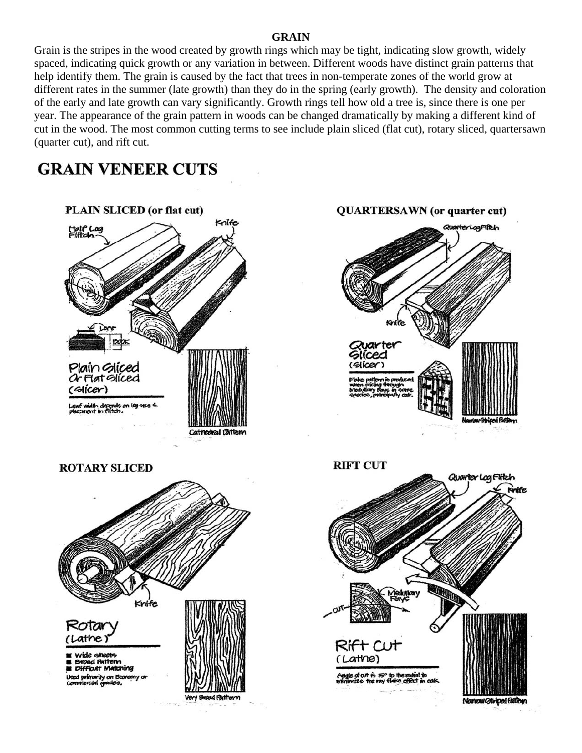# GRAIN

Grain is the stripes in the wood created by growth rings which may be tight, indicating slow growth, widely spaced, indicating quick growth or any variation in between. Different woods have distinct grain patterns that help identify them. The grain is caused by the fact that trees in non-temperate zones of the world grow at different rates in the summer (late growth) than they do in the spring (early growth). The density and coloration of the early and late growth can vary significantly. Growth rings tell how old a tree is, since there is one per year. The appearance of the grain pattern in woods can be changed dramatically by making a different kind of cut in the wood. The most common cutting terms to see include plain sliced (flat cut), rotary sliced, quartersawn (quarter cut), and rift cut.

## GRAIN VENEER CUTS

### PLAIN SLICED (or flat cut)

Half Log Flitch

Knife

Leaf

Book

Plain Sliced Or Flat Sliced (Slicer)

Leaf width depends on log size & placement in flitch.

Cathedral Pattern

### QUARTERSAWN (or quarter cut)

Quarter Log Flitch

Knife

Quarter Sliced (Slicer)

Flake pattern is produced when slicing through Medullary Rays in some species, principally oak.

Narrow Striped Pattern

### ROTARY SLICED

Knife

Rotary (Lathe)

- Wide sheets
- Broad Pattern
- Difficult Matching

Used primarily on Economy or Commercial grade's.

Very Broad Pattern

### RIFT CUT

Quarter Log Flitch

Knife

Medullary Rays

Cut

Rift Cut (Lathe)

Angle of cut is 15° to the radial to minimize the ray flake effect in oak.

Narrow Striped Pattern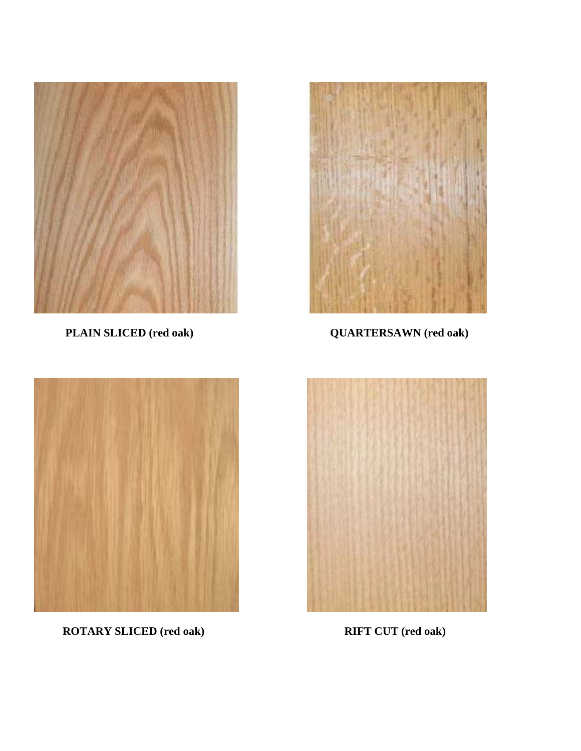**PLAIN SLICED (red oak)**

**QUARTERSAWN (red oak)**

**ROTARY SLICED (red oak)**

**RIFT CUT (red oak)**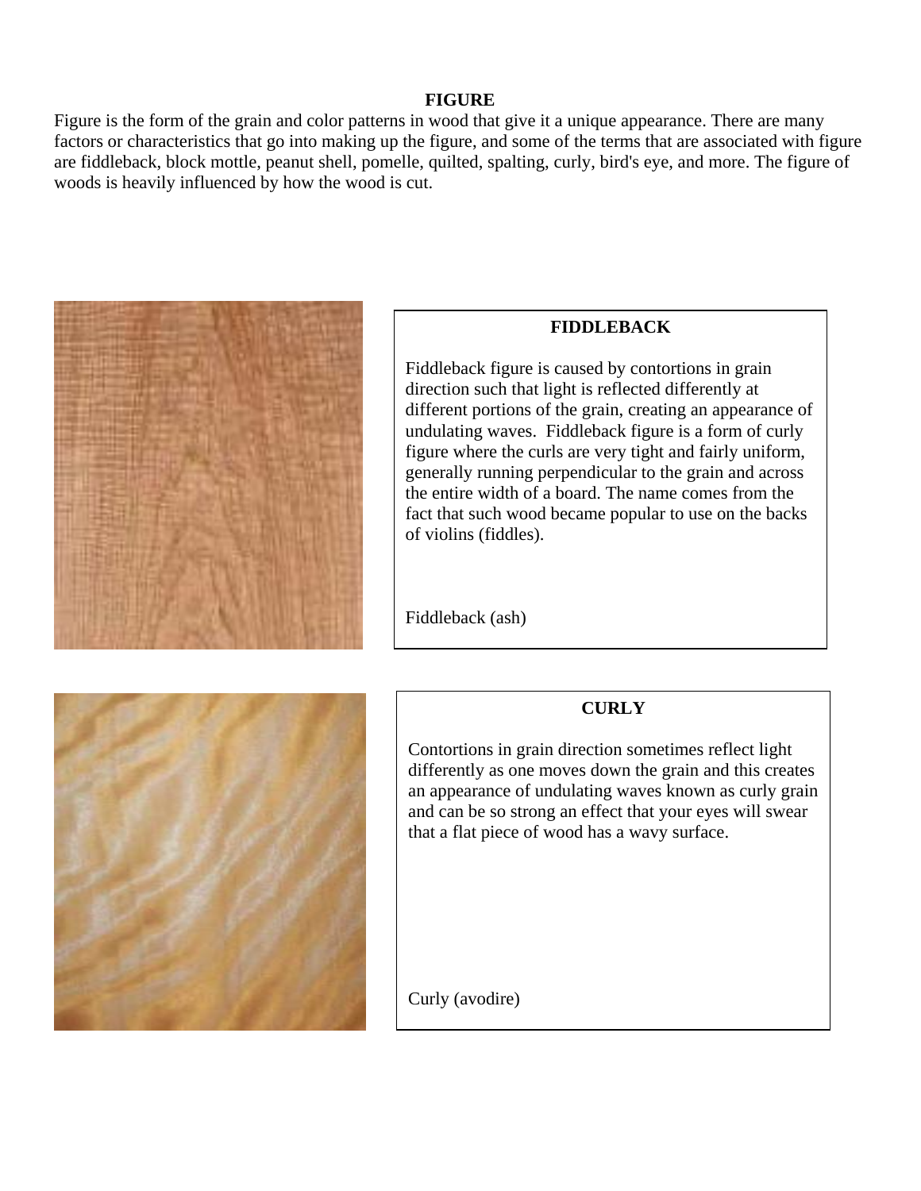# FIGURE

Figure is the form of the grain and color patterns in wood that give it a unique appearance. There are many factors or characteristics that go into making up the figure, and some of the terms that are associated with figure are fiddleback, block mottle, peanut shell, pomelle, quilted, spalting, curly, bird's eye, and more. The figure of woods is heavily influenced by how the wood is cut.

## FIDDLEBACK

Fiddleback figure is caused by contortions in grain direction such that light is reflected differently at different portions of the grain, creating an appearance of undulating waves. Fiddleback figure is a form of curly figure where the curls are very tight and fairly uniform, generally running perpendicular to the grain and across the entire width of a board. The name comes from the fact that such wood became popular to use on the backs of violins (fiddles).

Fiddleback (ash)

## CURLY

Contortions in grain direction sometimes reflect light differently as one moves down the grain and this creates an appearance of undulating waves known as curly grain and can be so strong an effect that your eyes will swear that a flat piece of wood has a wavy surface.

Curly (avodire)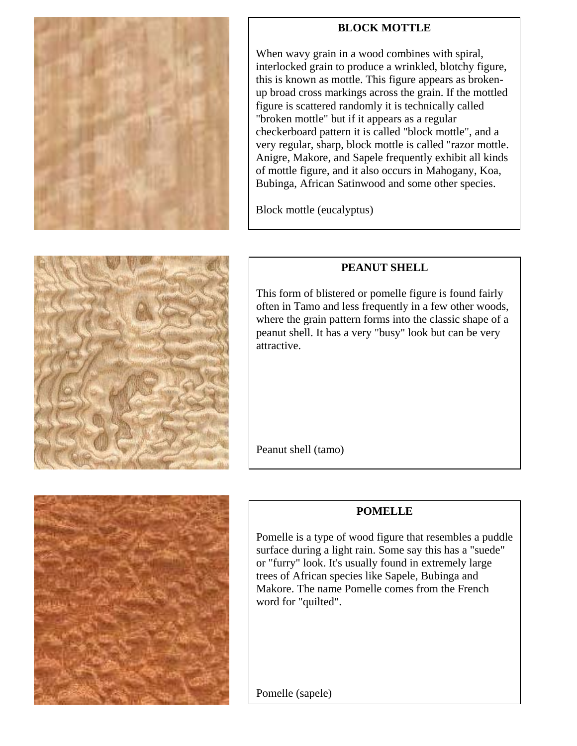## BLOCK MOTTLE

When wavy grain in a wood combines with spiral, interlocked grain to produce a wrinkled, blotchy figure, this is known as mottle. This figure appears as broken-up broad cross markings across the grain. If the mottled figure is scattered randomly it is technically called "broken mottle" but if it appears as a regular checkerboard pattern it is called "block mottle", and a very regular, sharp, block mottle is called "razor mottle. Anigre, Makore, and Sapele frequently exhibit all kinds of mottle figure, and it also occurs in Mahogany, Koa, Bubinga, African Satinwood and some other species.

Block mottle (eucalyptus)

## PEANUT SHELL

This form of blistered or pomelle figure is found fairly often in Tamo and less frequently in a few other woods, where the grain pattern forms into the classic shape of a peanut shell. It has a very "busy" look but can be very attractive.

Peanut shell (tamo)

## POMELLE

Pomelle is a type of wood figure that resembles a puddle surface during a light rain. Some say this has a "suede" or "furry" look. It's usually found in extremely large trees of African species like Sapele, Bubinga and Makore. The name Pomelle comes from the French word for "quilted".

Pomelle (sapele)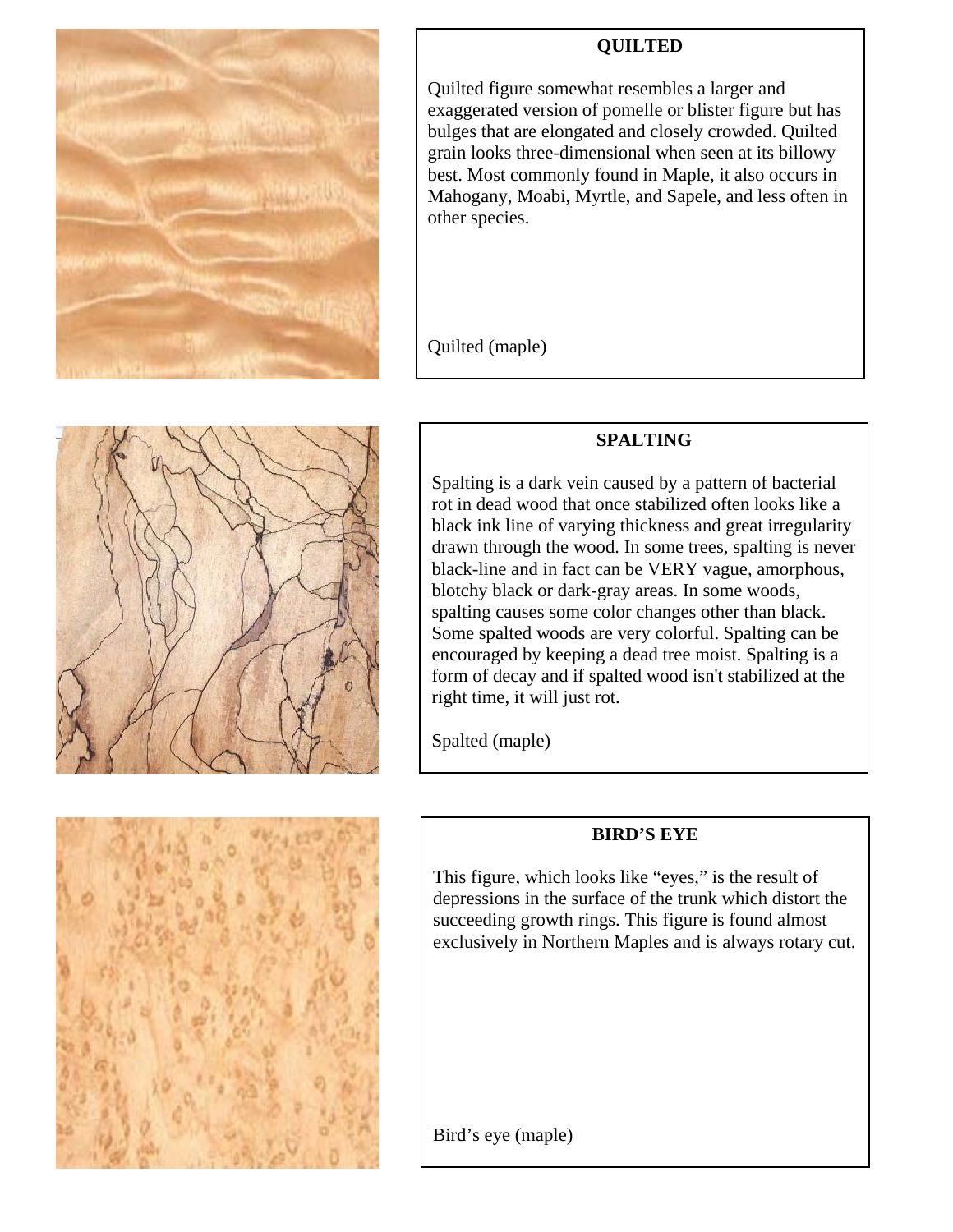## QUILTED

Quilted figure somewhat resembles a larger and exaggerated version of pomelle or blister figure but has bulges that are elongated and closely crowded. Quilted grain looks three-dimensional when seen at its billowy best. Most commonly found in Maple, it also occurs in Mahogany, Moabi, Myrtle, and Sapele, and less often in other species.

Quilted (maple)

## SPALTING

Spalting is a dark vein caused by a pattern of bacterial rot in dead wood that once stabilized often looks like a black ink line of varying thickness and great irregularity drawn through the wood. In some trees, spalting is never black-line and in fact can be VERY vague, amorphous, blotchy black or dark-gray areas. In some woods, spalting causes some color changes other than black. Some spalted woods are very colorful. Spalting can be encouraged by keeping a dead tree moist. Spalting is a form of decay and if spalted wood isn't stabilized at the right time, it will just rot.

Spalted (maple)

## BIRD'S EYE

This figure, which looks like "eyes," is the result of depressions in the surface of the trunk which distort the succeeding growth rings. This figure is found almost exclusively in Northern Maples and is always rotary cut.

Bird's eye (maple)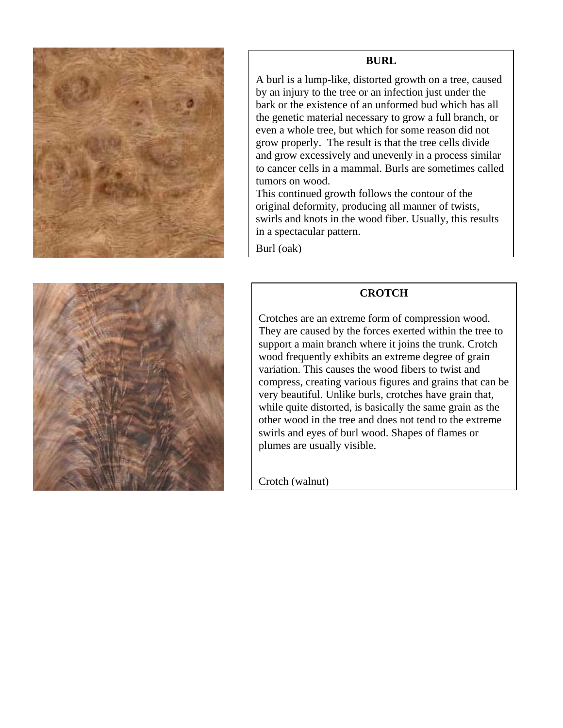## BURL

A burl is a lump-like, distorted growth on a tree, caused by an injury to the tree or an infection just under the bark or the existence of an unformed bud which has all the genetic material necessary to grow a full branch, or even a whole tree, but which for some reason did not grow properly. The result is that the tree cells divide and grow excessively and unevenly in a process similar to cancer cells in a mammal. Burls are sometimes called tumors on wood.

This continued growth follows the contour of the original deformity, producing all manner of twists, swirls and knots in the wood fiber. Usually, this results in a spectacular pattern.

Burl (oak)

## CROTCH

Crotches are an extreme form of compression wood. They are caused by the forces exerted within the tree to support a main branch where it joins the trunk. Crotch wood frequently exhibits an extreme degree of grain variation. This causes the wood fibers to twist and compress, creating various figures and grains that can be very beautiful. Unlike burls, crotches have grain that, while quite distorted, is basically the same grain as the other wood in the tree and does not tend to the extreme swirls and eyes of burl wood. Shapes of flames or plumes are usually visible.

Crotch (walnut)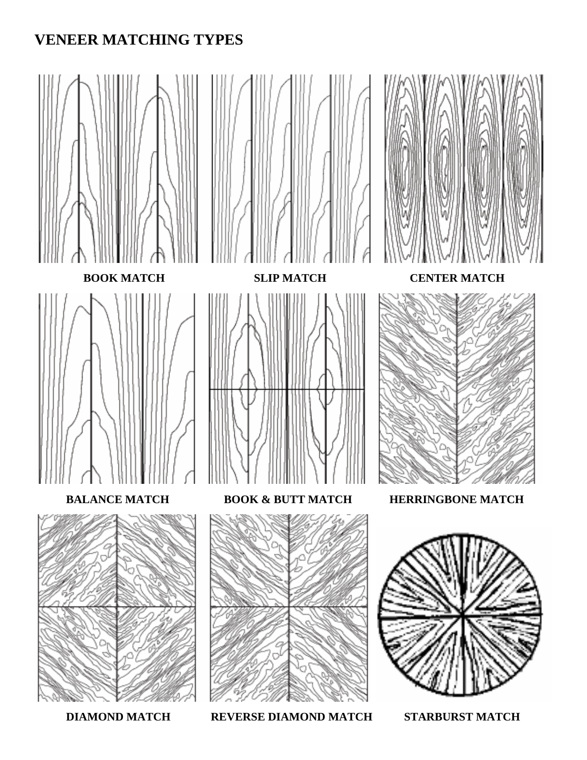# VENEER MATCHING TYPES

BOOK MATCH

SLIP MATCH

CENTER MATCH

BALANCE MATCH

BOOK & BUTT MATCH

HERRINGBONE MATCH

DIAMOND MATCH

REVERSE DIAMOND MATCH

STARBURST MATCH